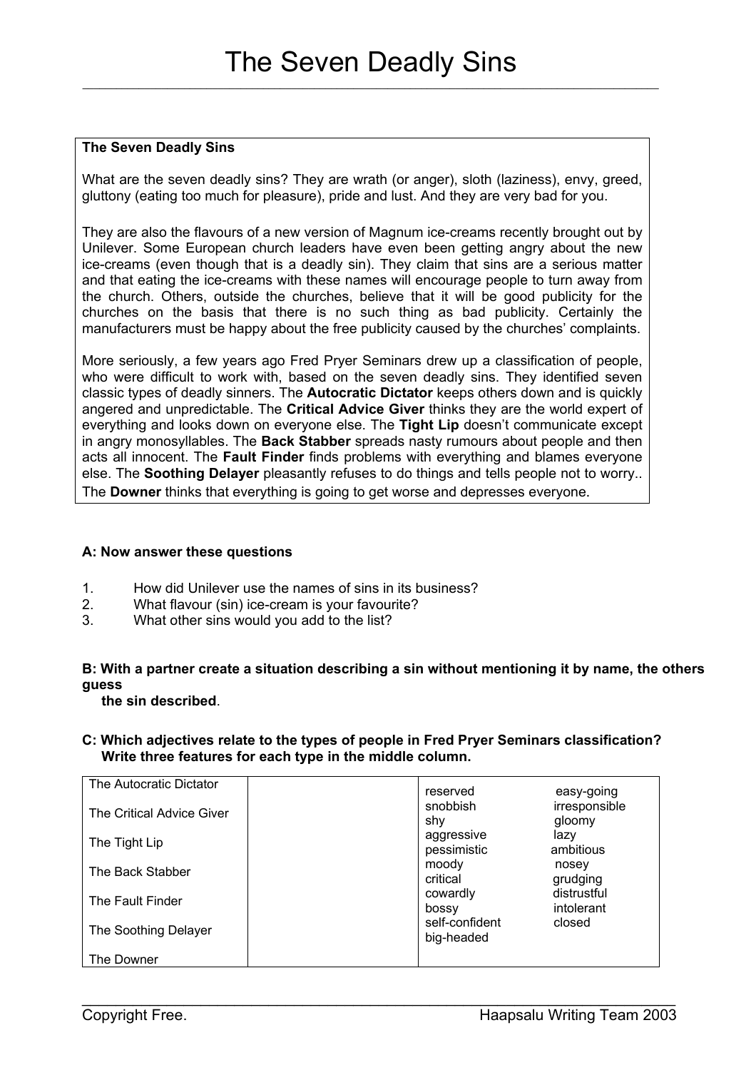# The Seven Deadly Sins

**The Seven Deadly Sins**

What are the seven deadly sins? They are wrath (or anger), sloth (laziness), envy, greed, gluttony (eating too much for pleasure), pride and lust. And they are very bad for you.

They are also the flavours of a new version of Magnum ice-creams recently brought out by Unilever. Some European church leaders have even been getting angry about the new ice-creams (even though that is a deadly sin). They claim that sins are a serious matter and that eating the ice-creams with these names will encourage people to turn away from the church. Others, outside the churches, believe that it will be good publicity for the churches on the basis that there is no such thing as bad publicity. Certainly the manufacturers must be happy about the free publicity caused by the churches' complaints.

More seriously, a few years ago Fred Pryer Seminars drew up a classification of people, who were difficult to work with, based on the seven deadly sins. They identified seven classic types of deadly sinners. The **Autocratic Dictator** keeps others down and is quickly angered and unpredictable. The **Critical Advice Giver** thinks they are the world expert of everything and looks down on everyone else. The **Tight Lip** doesn't communicate except in angry monosyllables. The **Back Stabber** spreads nasty rumours about people and then acts all innocent. The **Fault Finder** finds problems with everything and blames everyone else. The **Soothing Delayer** pleasantly refuses to do things and tells people not to worry.. The **Downer** thinks that everything is going to get worse and depresses everyone.

**A: Now answer these questions**

1. How did Unilever use the names of sins in its business?
2. What flavour (sin) ice-cream is your favourite?
3. What other sins would you add to the list?

**B: With a partner create a situation describing a sin without mentioning it by name, the others guess the sin described**.

**C: Which adjectives relate to the types of people in Fred Pryer Seminars classification? Write three features for each type in the middle column.**

| | | | |
|---|---|---|---|
| The Autocratic Dictator | | reserved | easy-going |
| | | snobbish | irresponsible |
| The Critical Advice Giver | | shy | gloomy |
| | | aggressive | lazy |
| The Tight Lip | | pessimistic | ambitious |
| | | moody | nosey |
| The Back Stabber | | critical | grudging |
| | | cowardly | distrustful |
| The Fault Finder | | bossy | intolerant |
| | | self-confident | closed |
| The Soothing Delayer | | big-headed | |
| The Downer | | | |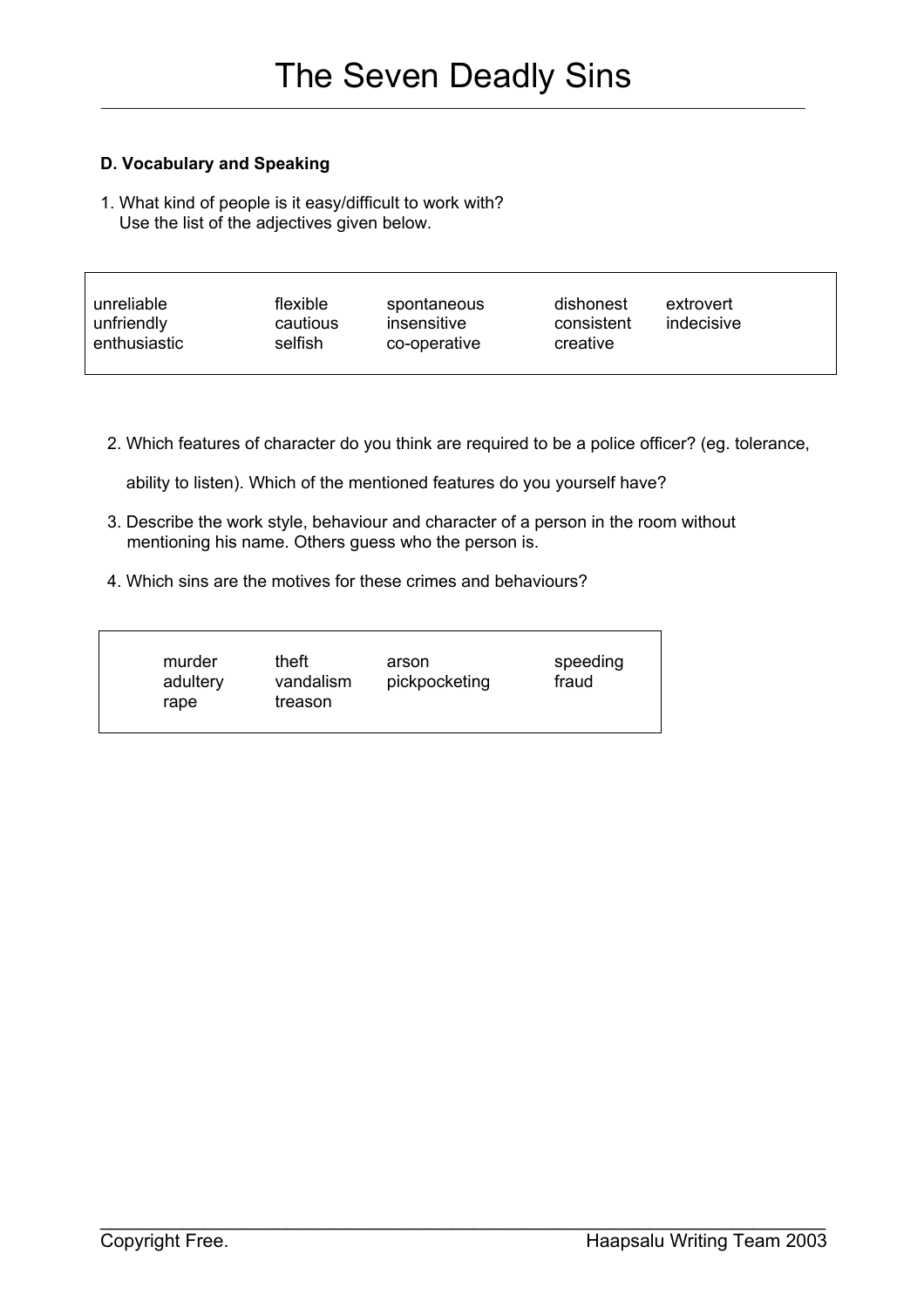# The Seven Deadly Sins

**D. Vocabulary and Speaking**

1. What kind of people is it easy/difficult to work with?
   Use the list of the adjectives given below.

| | | | | |
|---|---|---|---|---|
| unreliable | flexible | spontaneous | dishonest | extrovert |
| unfriendly | cautious | insensitive | consistent | indecisive |
| enthusiastic | selfish | co-operative | creative | |

2. Which features of character do you think are required to be a police officer? (eg. tolerance, ability to listen). Which of the mentioned features do you yourself have?
3. Describe the work style, behaviour and character of a person in the room without mentioning his name. Others guess who the person is.
4. Which sins are the motives for these crimes and behaviours?

| | | | |
|---|---|---|---|
| murder | theft | arson | speeding |
| adultery | vandalism | pickpocketing | fraud |
| rape | treason | | |

Copyright Free. Haapsalu Writing Team 2003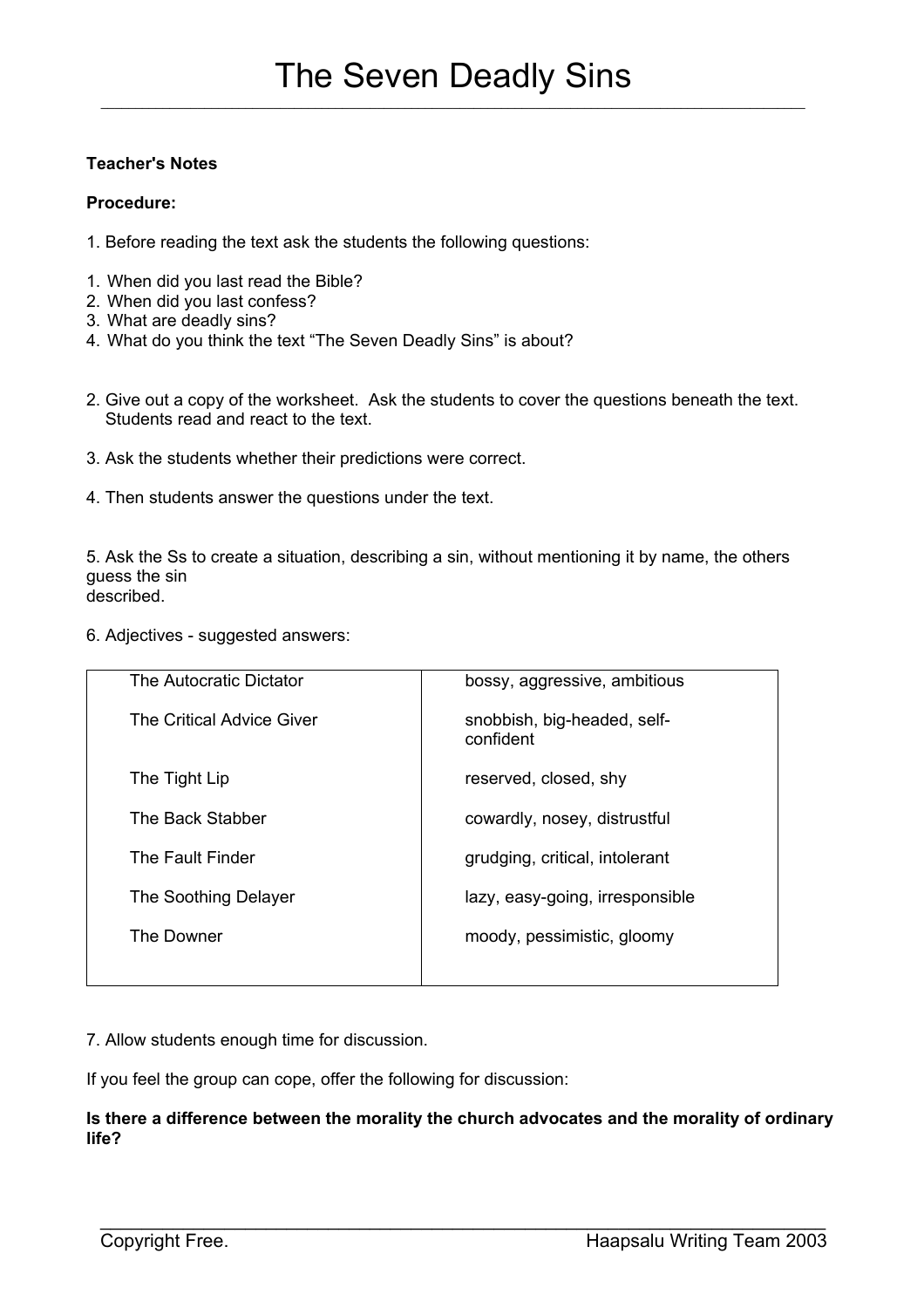# The Seven Deadly Sins

**Teacher's Notes**

**Procedure:**

1. Before reading the text ask the students the following questions:

1. When did you last read the Bible?
2. When did you last confess?
3. What are deadly sins?
4. What do you think the text "The Seven Deadly Sins" is about?

2. Give out a copy of the worksheet. Ask the students to cover the questions beneath the text. Students read and react to the text.

3. Ask the students whether their predictions were correct.

4. Then students answer the questions under the text.

5. Ask the Ss to create a situation, describing a sin, without mentioning it by name, the others guess the sin described.

6. Adjectives - suggested answers:

| | |
|---|---|
| The Autocratic Dictator | bossy, aggressive, ambitious |
| The Critical Advice Giver | snobbish, big-headed, self-confident |
| The Tight Lip | reserved, closed, shy |
| The Back Stabber | cowardly, nosey, distrustful |
| The Fault Finder | grudging, critical, intolerant |
| The Soothing Delayer | lazy, easy-going, irresponsible |
| The Downer | moody, pessimistic, gloomy |

7. Allow students enough time for discussion.

If you feel the group can cope, offer the following for discussion:

**Is there a difference between the morality the church advocates and the morality of ordinary life?**

Copyright Free. Haapsalu Writing Team 2003